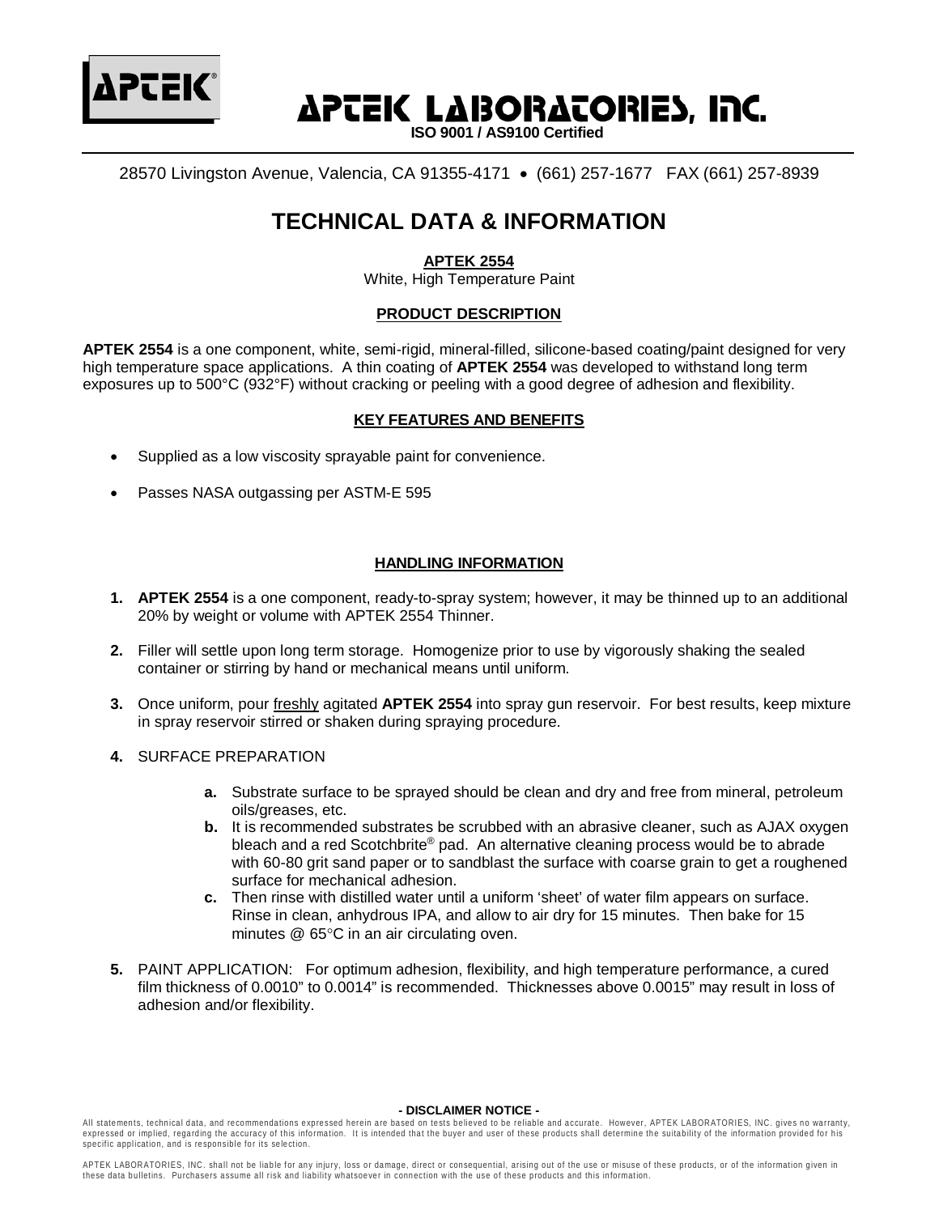# APTEK LABORATORIES, INC.

**ISO 9001 / AS9100 Certified**

28570 Livingston Avenue, Valencia, CA 91355-4171 • (661) 257-1677 FAX (661) 257-8939

## TECHNICAL DATA & INFORMATION

### APTEK 2554

White, High Temperature Paint

### PRODUCT DESCRIPTION

**APTEK 2554** is a one component, white, semi-rigid, mineral-filled, silicone-based coating/paint designed for very high temperature space applications. A thin coating of **APTEK 2554** was developed to withstand long term exposures up to 500°C (932°F) without cracking or peeling with a good degree of adhesion and flexibility.

### KEY FEATURES AND BENEFITS

- Supplied as a low viscosity sprayable paint for convenience.
- Passes NASA outgassing per ASTM-E 595

### HANDLING INFORMATION

1. **APTEK 2554** is a one component, ready-to-spray system; however, it may be thinned up to an additional 20% by weight or volume with APTEK 2554 Thinner.
2. Filler will settle upon long term storage. Homogenize prior to use by vigorously shaking the sealed container or stirring by hand or mechanical means until uniform.
3. Once uniform, pour freshly agitated **APTEK 2554** into spray gun reservoir. For best results, keep mixture in spray reservoir stirred or shaken during spraying procedure.
4. SURFACE PREPARATION
   - **a.** Substrate surface to be sprayed should be clean and dry and free from mineral, petroleum oils/greases, etc.
   - **b.** It is recommended substrates be scrubbed with an abrasive cleaner, such as AJAX oxygen bleach and a red Scotchbrite® pad. An alternative cleaning process would be to abrade with 60-80 grit sand paper or to sandblast the surface with coarse grain to get a roughened surface for mechanical adhesion.
   - **c.** Then rinse with distilled water until a uniform 'sheet' of water film appears on surface. Rinse in clean, anhydrous IPA, and allow to air dry for 15 minutes. Then bake for 15 minutes @ 65°C in an air circulating oven.
5. PAINT APPLICATION: For optimum adhesion, flexibility, and high temperature performance, a cured film thickness of 0.0010" to 0.0014" is recommended. Thicknesses above 0.0015" may result in loss of adhesion and/or flexibility.

**- DISCLAIMER NOTICE -**

All statements, technical data, and recommendations expressed herein are based on tests believed to be reliable and accurate. However, APTEK LABORATORIES, INC. gives no warranty, expressed or implied, regarding the accuracy of this information. It is intended that the buyer and user of these products shall determine the suitability of the information provided for his specific application, and is responsible for its selection.

APTEK LABORATORIES, INC. shall not be liable for any injury, loss or damage, direct or consequential, arising out of the use or misuse of these products, or of the information given in these data bulletins. Purchasers assume all risk and liability whatsoever in connection with the use of these products and this information.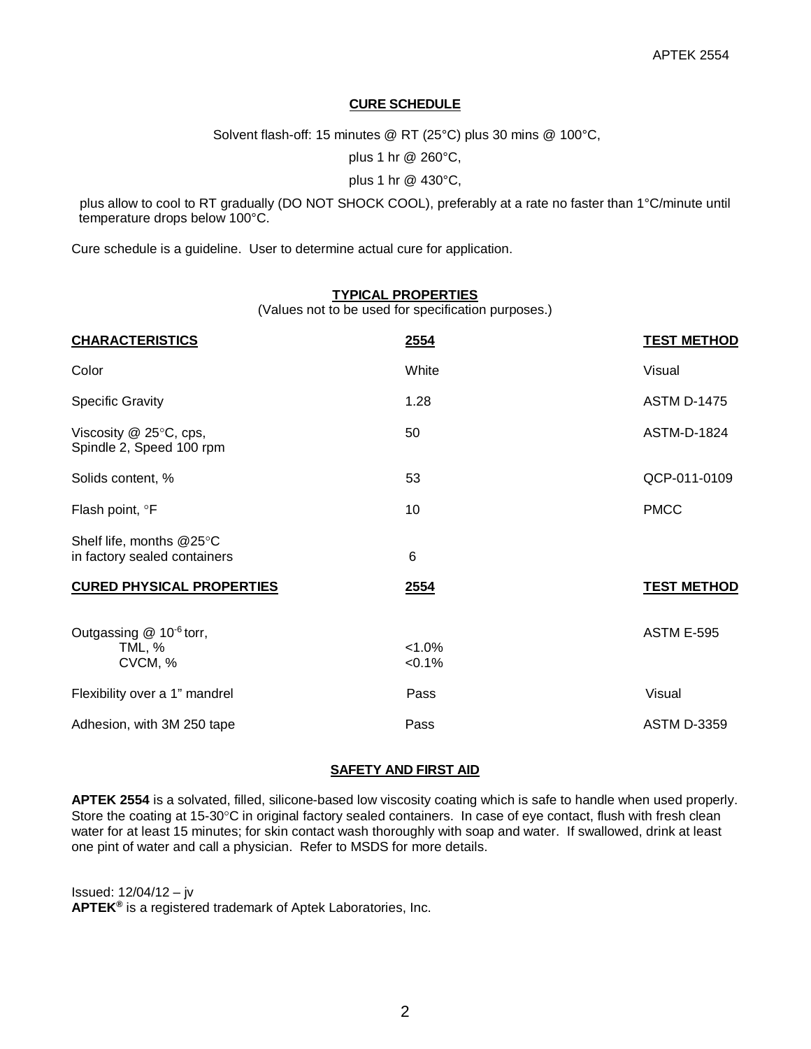## CURE SCHEDULE

Solvent flash-off: 15 minutes @ RT (25°C) plus 30 mins @ 100°C,

plus 1 hr @ 260°C,

plus 1 hr @ 430°C,

plus allow to cool to RT gradually (DO NOT SHOCK COOL), preferably at a rate no faster than 1°C/minute until temperature drops below 100°C.

Cure schedule is a guideline. User to determine actual cure for application.

## TYPICAL PROPERTIES

(Values not to be used for specification purposes.)

| CHARACTERISTICS | 2554 | TEST METHOD |
|---|---|---|
| Color | White | Visual |
| Specific Gravity | 1.28 | ASTM D-1475 |
| Viscosity @ 25°C, cps, Spindle 2, Speed 100 rpm | 50 | ASTM-D-1824 |
| Solids content, % | 53 | QCP-011-0109 |
| Flash point, °F | 10 | PMCC |
| Shelf life, months @25°C in factory sealed containers | 6 | |
| **CURED PHYSICAL PROPERTIES** | **2554** | **TEST METHOD** |
| Outgassing @ $10^{-6}$ torr, | | ASTM E-595 |
| TML, % | <1.0% | |
| CVCM, % | <0.1% | |
| Flexibility over a 1" mandrel | Pass | Visual |
| Adhesion, with 3M 250 tape | Pass | ASTM D-3359 |

## SAFETY AND FIRST AID

**APTEK 2554** is a solvated, filled, silicone-based low viscosity coating which is safe to handle when used properly. Store the coating at 15-30°C in original factory sealed containers. In case of eye contact, flush with fresh clean water for at least 15 minutes; for skin contact wash thoroughly with soap and water. If swallowed, drink at least one pint of water and call a physician. Refer to MSDS for more details.

Issued: 12/04/12 – jv

**APTEK®** is a registered trademark of Aptek Laboratories, Inc.